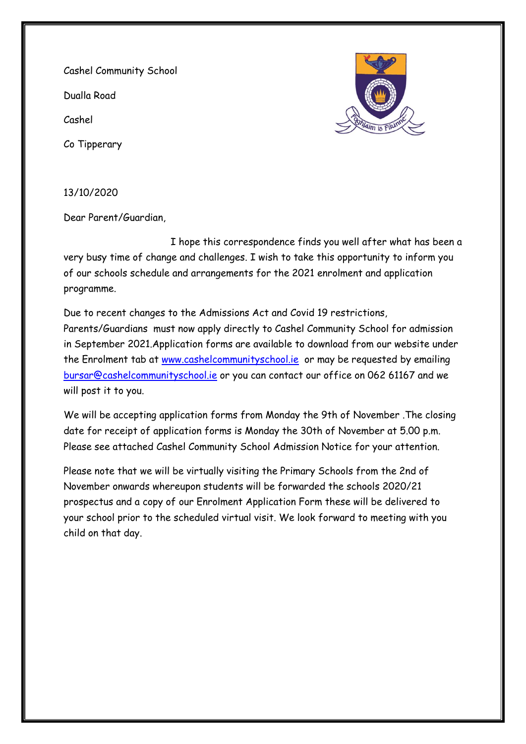Cashel Community School

Dualla Road

Cashel

Co Tipperary

13/10/2020

Dear Parent/Guardian,

I hope this correspondence finds you well after what has been a very busy time of change and challenges. I wish to take this opportunity to inform you of our schools schedule and arrangements for the 2021 enrolment and application programme.

Due to recent changes to the Admissions Act and Covid 19 restrictions, Parents/Guardians must now apply directly to Cashel Community School for admission in September 2021.Application forms are available to download from our website under the Enrolment tab at www.cashelcommunityschool.ie or may be requested by emailing bursar@cashelcommunityschool.ie or you can contact our office on 062 61167 and we will post it to you.

We will be accepting application forms from Monday the 9th of November .The closing date for receipt of application forms is Monday the 30th of November at 5.00 p.m. Please see attached Cashel Community School Admission Notice for your attention.

Please note that we will be virtually visiting the Primary Schools from the 2nd of November onwards whereupon students will be forwarded the schools 2020/21 prospectus and a copy of our Enrolment Application Form these will be delivered to your school prior to the scheduled virtual visit. We look forward to meeting with you child on that day.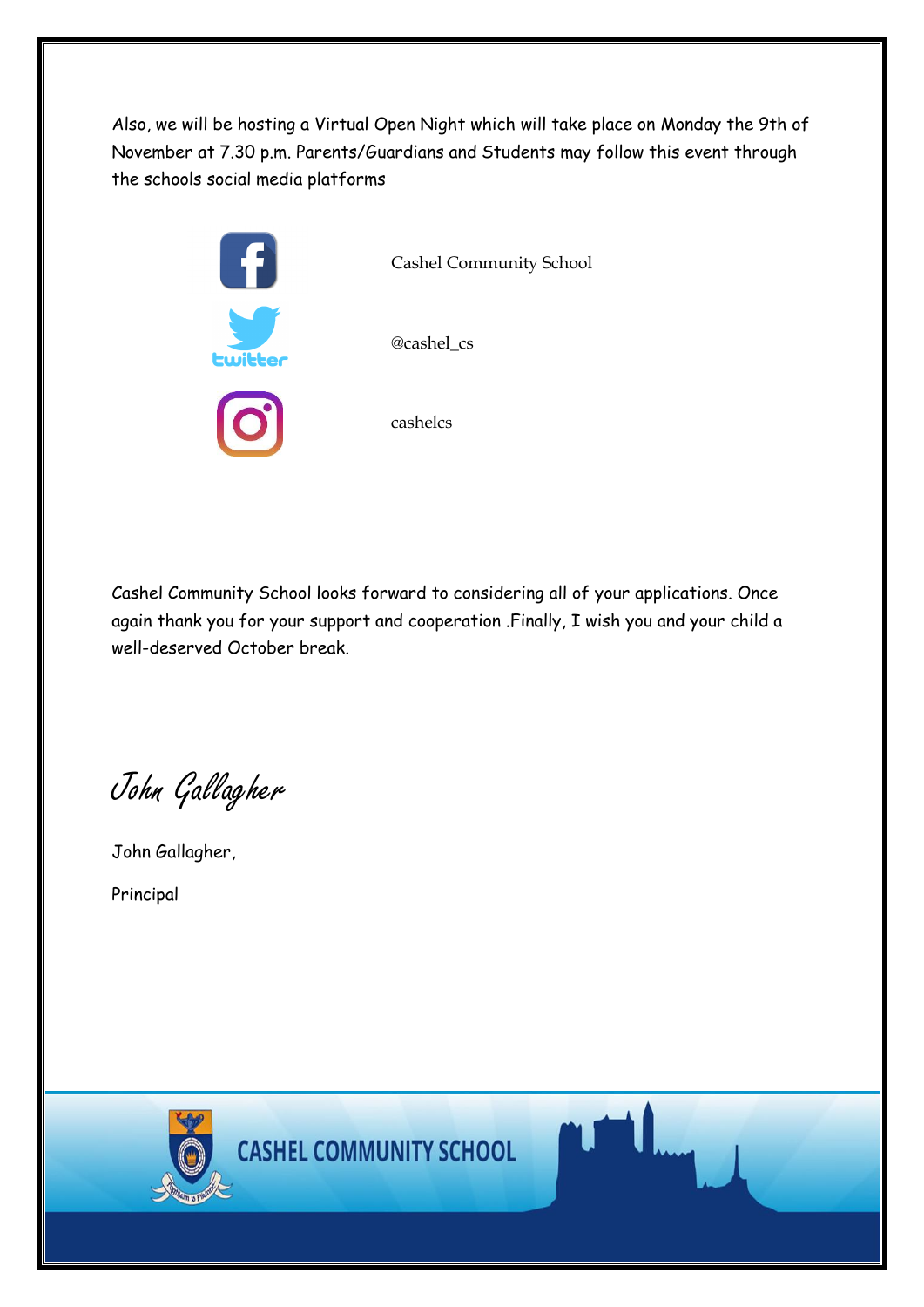Also, we will be hosting a Virtual Open Night which will take place on Monday the 9th of November at 7.30 p.m. Parents/Guardians and Students may follow this event through the schools social media platforms

Cashel Community School

@cashel_cs

cashelcs

Cashel Community School looks forward to considering all of your applications. Once again thank you for your support and cooperation .Finally, I wish you and your child a well-deserved October break.

*John Gallagher*

John Gallagher,

Principal

CASHEL COMMUNITY SCHOOL